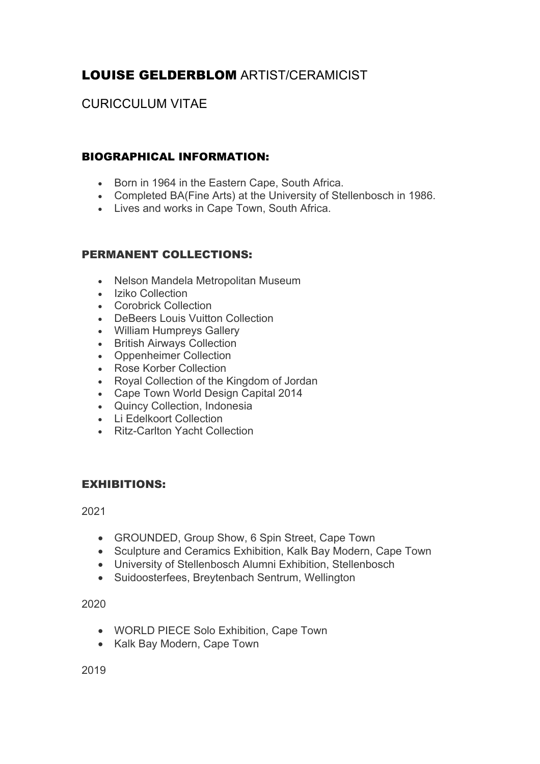# **LOUISE GELDERBLOM** ARTIST/CERAMICIST

## CURICCULUM VITAE

### BIOGRAPHICAL INFORMATION:

- Born in 1964 in the Eastern Cape, South Africa.
- Completed BA(Fine Arts) at the University of Stellenbosch in 1986.
- Lives and works in Cape Town, South Africa.

### PERMANENT COLLECTIONS:

- Nelson Mandela Metropolitan Museum
- Iziko Collection
- Corobrick Collection
- DeBeers Louis Vuitton Collection
- William Humpreys Gallery
- British Airways Collection
- Oppenheimer Collection
- Rose Korber Collection
- Royal Collection of the Kingdom of Jordan
- Cape Town World Design Capital 2014
- Quincy Collection, Indonesia
- Li Edelkoort Collection
- Ritz-Carlton Yacht Collection

### EXHIBITIONS:

2021

- GROUNDED, Group Show, 6 Spin Street, Cape Town
- Sculpture and Ceramics Exhibition, Kalk Bay Modern, Cape Town
- University of Stellenbosch Alumni Exhibition, Stellenbosch
- Suidoosterfees, Breytenbach Sentrum, Wellington

2020

- WORLD PIECE Solo Exhibition, Cape Town
- Kalk Bay Modern, Cape Town

2019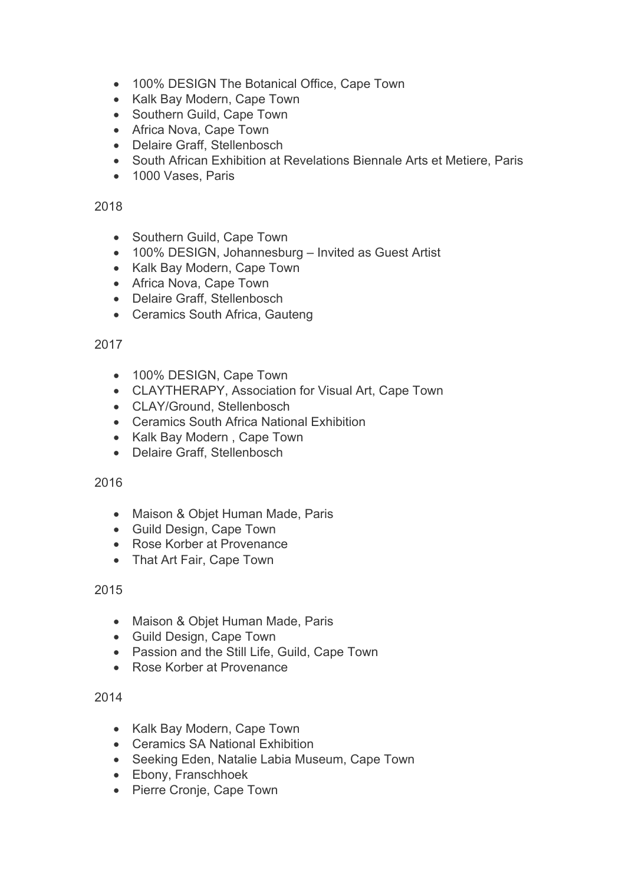- 100% DESIGN The Botanical Office, Cape Town
- Kalk Bay Modern, Cape Town
- Southern Guild, Cape Town
- Africa Nova, Cape Town
- Delaire Graff, Stellenbosch
- South African Exhibition at Revelations Biennale Arts et Metiere, Paris
- 1000 Vases, Paris

2018

- Southern Guild, Cape Town
- 100% DESIGN, Johannesburg – Invited as Guest Artist
- Kalk Bay Modern, Cape Town
- Africa Nova, Cape Town
- Delaire Graff, Stellenbosch
- Ceramics South Africa, Gauteng

2017

- 100% DESIGN, Cape Town
- CLAYTHERAPY, Association for Visual Art, Cape Town
- CLAY/Ground, Stellenbosch
- Ceramics South Africa National Exhibition
- Kalk Bay Modern , Cape Town
- Delaire Graff, Stellenbosch

2016

- Maison & Objet Human Made, Paris
- Guild Design, Cape Town
- Rose Korber at Provenance
- That Art Fair, Cape Town

2015

- Maison & Objet Human Made, Paris
- Guild Design, Cape Town
- Passion and the Still Life, Guild, Cape Town
- Rose Korber at Provenance

2014

- Kalk Bay Modern, Cape Town
- Ceramics SA National Exhibition
- Seeking Eden, Natalie Labia Museum, Cape Town
- Ebony, Franschhoek
- Pierre Cronje, Cape Town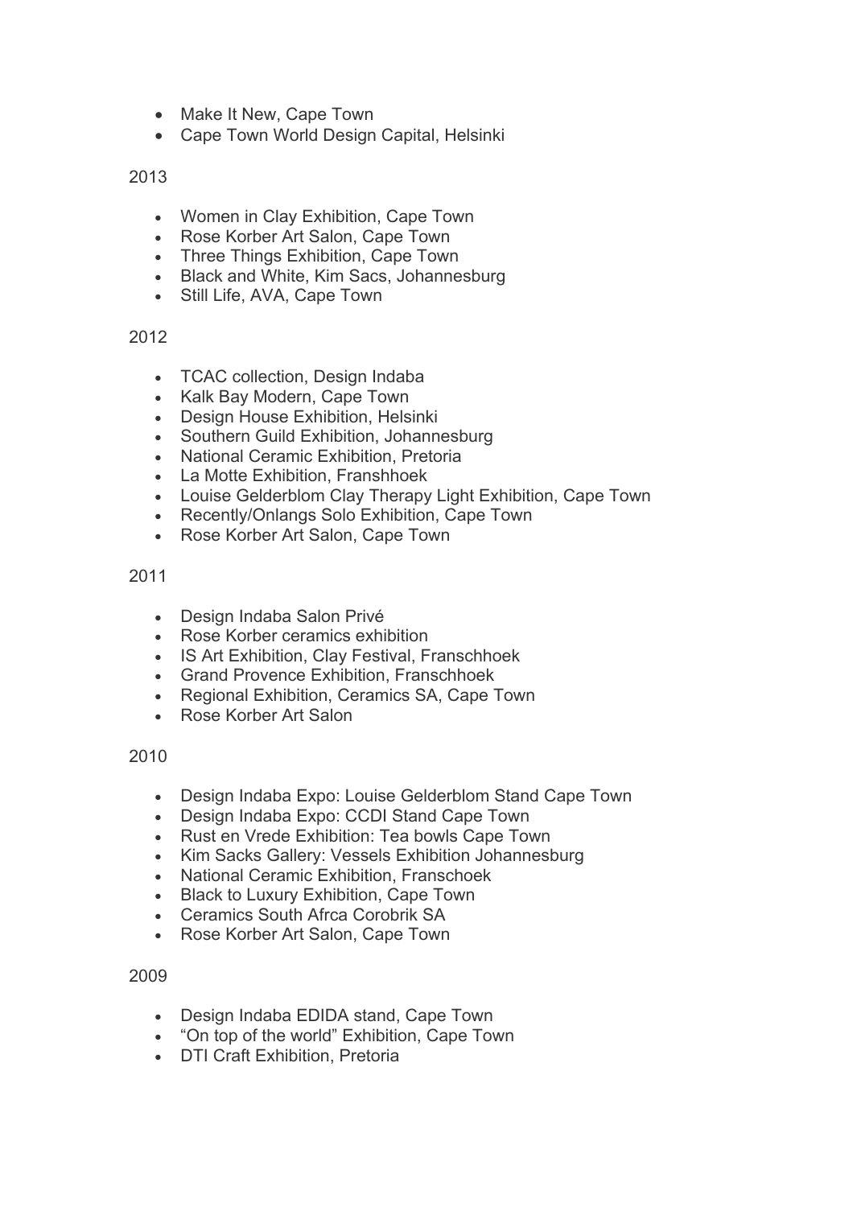- Make It New, Cape Town
- Cape Town World Design Capital, Helsinki

2013

- Women in Clay Exhibition, Cape Town
- Rose Korber Art Salon, Cape Town
- Three Things Exhibition, Cape Town
- Black and White, Kim Sacs, Johannesburg
- Still Life, AVA, Cape Town

2012

- TCAC collection, Design Indaba
- Kalk Bay Modern, Cape Town
- Design House Exhibition, Helsinki
- Southern Guild Exhibition, Johannesburg
- National Ceramic Exhibition, Pretoria
- La Motte Exhibition, Franshhoek
- Louise Gelderblom Clay Therapy Light Exhibition, Cape Town
- Recently/Onlangs Solo Exhibition, Cape Town
- Rose Korber Art Salon, Cape Town

2011

- Design Indaba Salon Privé
- Rose Korber ceramics exhibition
- IS Art Exhibition, Clay Festival, Franschhoek
- Grand Provence Exhibition, Franschhoek
- Regional Exhibition, Ceramics SA, Cape Town
- Rose Korber Art Salon

2010

- Design Indaba Expo: Louise Gelderblom Stand Cape Town
- Design Indaba Expo: CCDI Stand Cape Town
- Rust en Vrede Exhibition: Tea bowls Cape Town
- Kim Sacks Gallery: Vessels Exhibition Johannesburg
- National Ceramic Exhibition, Franschoek
- Black to Luxury Exhibition, Cape Town
- Ceramics South Afrca Corobrik SA
- Rose Korber Art Salon, Cape Town

2009

- Design Indaba EDIDA stand, Cape Town
- "On top of the world" Exhibition, Cape Town
- DTI Craft Exhibition, Pretoria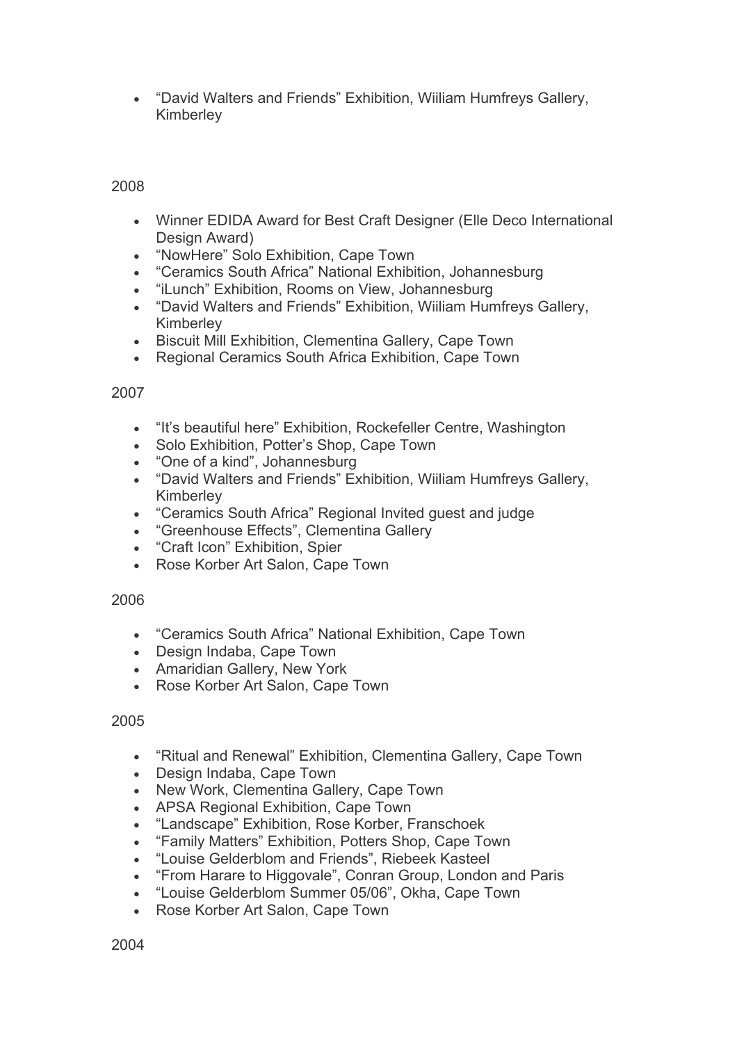- “David Walters and Friends” Exhibition, Wiiliam Humfreys Gallery, Kimberley

2008

- Winner EDIDA Award for Best Craft Designer (Elle Deco International Design Award)
- “NowHere” Solo Exhibition, Cape Town
- “Ceramics South Africa” National Exhibition, Johannesburg
- “iLunch” Exhibition, Rooms on View, Johannesburg
- “David Walters and Friends” Exhibition, Wiiliam Humfreys Gallery, Kimberley
- Biscuit Mill Exhibition, Clementina Gallery, Cape Town
- Regional Ceramics South Africa Exhibition, Cape Town

2007

- “It’s beautiful here” Exhibition, Rockefeller Centre, Washington
- Solo Exhibition, Potter’s Shop, Cape Town
- “One of a kind”, Johannesburg
- “David Walters and Friends” Exhibition, Wiiliam Humfreys Gallery, Kimberley
- “Ceramics South Africa” Regional Invited guest and judge
- “Greenhouse Effects”, Clementina Gallery
- “Craft Icon” Exhibition, Spier
- Rose Korber Art Salon, Cape Town

2006

- “Ceramics South Africa” National Exhibition, Cape Town
- Design Indaba, Cape Town
- Amaridian Gallery, New York
- Rose Korber Art Salon, Cape Town

2005

- “Ritual and Renewal” Exhibition, Clementina Gallery, Cape Town
- Design Indaba, Cape Town
- New Work, Clementina Gallery, Cape Town
- APSA Regional Exhibition, Cape Town
- “Landscape” Exhibition, Rose Korber, Franschoek
- “Family Matters” Exhibition, Potters Shop, Cape Town
- “Louise Gelderblom and Friends”, Riebeek Kasteel
- “From Harare to Higgovale”, Conran Group, London and Paris
- “Louise Gelderblom Summer 05/06”, Okha, Cape Town
- Rose Korber Art Salon, Cape Town

2004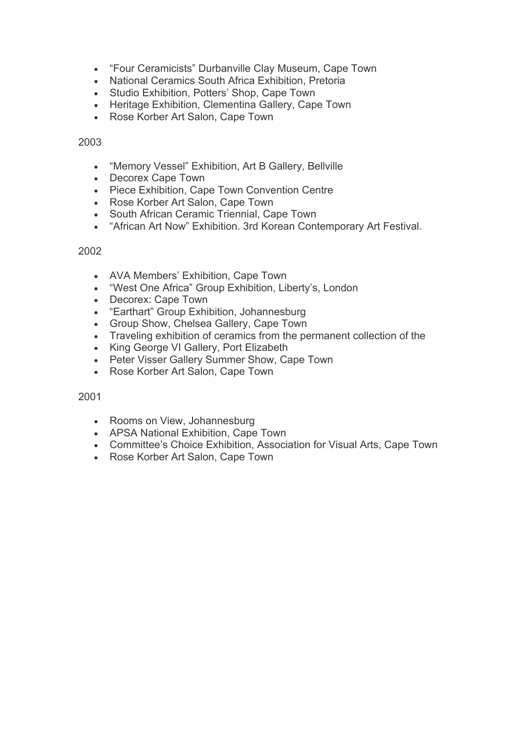- “Four Ceramicists” Durbanville Clay Museum, Cape Town
- National Ceramics South Africa Exhibition, Pretoria
- Studio Exhibition, Potters’ Shop, Cape Town
- Heritage Exhibition, Clementina Gallery, Cape Town
- Rose Korber Art Salon, Cape Town

2003

- “Memory Vessel” Exhibition, Art B Gallery, Bellville
- Decorex Cape Town
- Piece Exhibition, Cape Town Convention Centre
- Rose Korber Art Salon, Cape Town
- South African Ceramic Triennial, Cape Town
- “African Art Now” Exhibition. 3rd Korean Contemporary Art Festival.

2002

- AVA Members’ Exhibition, Cape Town
- “West One Africa” Group Exhibition, Liberty’s, London
- Decorex: Cape Town
- “Earthart” Group Exhibition, Johannesburg
- Group Show, Chelsea Gallery, Cape Town
- Traveling exhibition of ceramics from the permanent collection of the
- King George VI Gallery, Port Elizabeth
- Peter Visser Gallery Summer Show, Cape Town
- Rose Korber Art Salon, Cape Town

2001

- Rooms on View, Johannesburg
- APSA National Exhibition, Cape Town
- Committee’s Choice Exhibition, Association for Visual Arts, Cape Town
- Rose Korber Art Salon, Cape Town